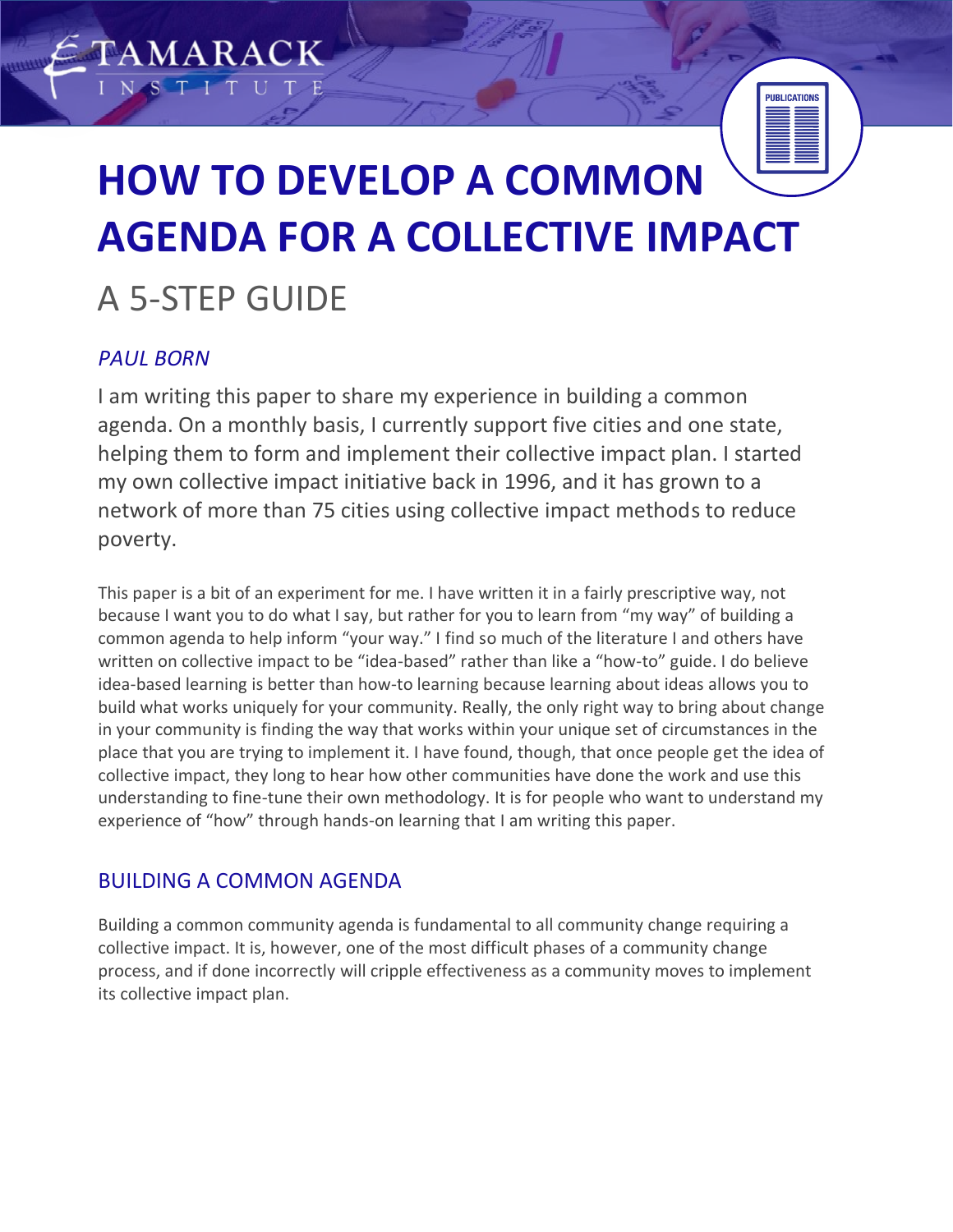# HOW TO DEVELOP A COMMON AGENDA FOR A COLLECTIVE IMPACT

## A 5-STEP GUIDE

*PAUL BORN*

I am writing this paper to share my experience in building a common agenda. On a monthly basis, I currently support five cities and one state, helping them to form and implement their collective impact plan. I started my own collective impact initiative back in 1996, and it has grown to a network of more than 75 cities using collective impact methods to reduce poverty.

This paper is a bit of an experiment for me. I have written it in a fairly prescriptive way, not because I want you to do what I say, but rather for you to learn from "my way" of building a common agenda to help inform "your way." I find so much of the literature I and others have written on collective impact to be "idea-based" rather than like a "how-to" guide. I do believe idea-based learning is better than how-to learning because learning about ideas allows you to build what works uniquely for your community. Really, the only right way to bring about change in your community is finding the way that works within your unique set of circumstances in the place that you are trying to implement it. I have found, though, that once people get the idea of collective impact, they long to hear how other communities have done the work and use this understanding to fine-tune their own methodology. It is for people who want to understand my experience of "how" through hands-on learning that I am writing this paper.

### BUILDING A COMMON AGENDA

Building a common community agenda is fundamental to all community change requiring a collective impact. It is, however, one of the most difficult phases of a community change process, and if done incorrectly will cripple effectiveness as a community moves to implement its collective impact plan.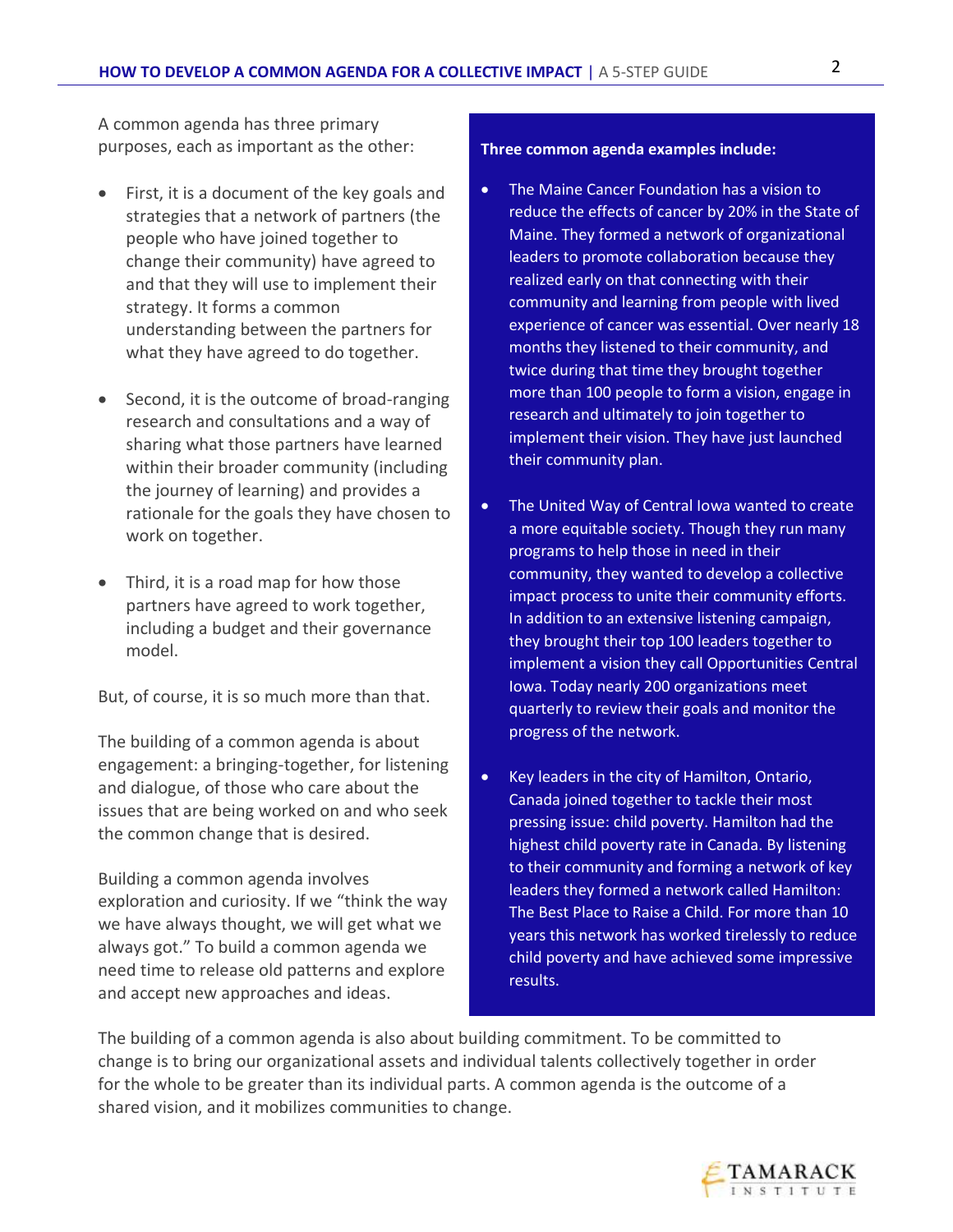A common agenda has three primary purposes, each as important as the other:

- First, it is a document of the key goals and strategies that a network of partners (the people who have joined together to change their community) have agreed to and that they will use to implement their strategy. It forms a common understanding between the partners for what they have agreed to do together.

- Second, it is the outcome of broad-ranging research and consultations and a way of sharing what those partners have learned within their broader community (including the journey of learning) and provides a rationale for the goals they have chosen to work on together.

- Third, it is a road map for how those partners have agreed to work together, including a budget and their governance model.

But, of course, it is so much more than that.

The building of a common agenda is about engagement: a bringing-together, for listening and dialogue, of those who care about the issues that are being worked on and who seek the common change that is desired.

Building a common agenda involves exploration and curiosity. If we "think the way we have always thought, we will get what we always got." To build a common agenda we need time to release old patterns and explore and accept new approaches and ideas.

**Three common agenda examples include:**

- The Maine Cancer Foundation has a vision to reduce the effects of cancer by 20% in the State of Maine. They formed a network of organizational leaders to promote collaboration because they realized early on that connecting with their community and learning from people with lived experience of cancer was essential. Over nearly 18 months they listened to their community, and twice during that time they brought together more than 100 people to form a vision, engage in research and ultimately to join together to implement their vision. They have just launched their community plan.

- The United Way of Central Iowa wanted to create a more equitable society. Though they run many programs to help those in need in their community, they wanted to develop a collective impact process to unite their community efforts. In addition to an extensive listening campaign, they brought their top 100 leaders together to implement a vision they call Opportunities Central Iowa. Today nearly 200 organizations meet quarterly to review their goals and monitor the progress of the network.

- Key leaders in the city of Hamilton, Ontario, Canada joined together to tackle their most pressing issue: child poverty. Hamilton had the highest child poverty rate in Canada. By listening to their community and forming a network of key leaders they formed a network called Hamilton: The Best Place to Raise a Child. For more than 10 years this network has worked tirelessly to reduce child poverty and have achieved some impressive results.

The building of a common agenda is also about building commitment. To be committed to change is to bring our organizational assets and individual talents collectively together in order for the whole to be greater than its individual parts. A common agenda is the outcome of a shared vision, and it mobilizes communities to change.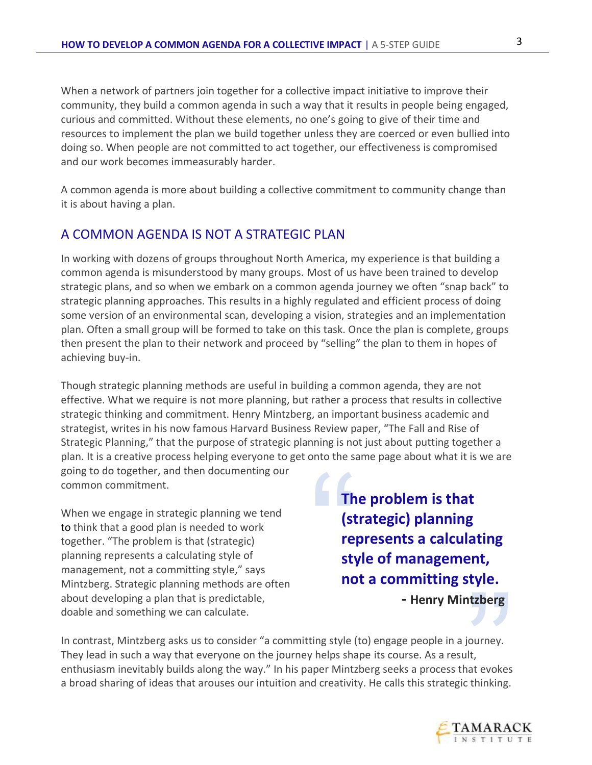When a network of partners join together for a collective impact initiative to improve their community, they build a common agenda in such a way that it results in people being engaged, curious and committed. Without these elements, no one's going to give of their time and resources to implement the plan we build together unless they are coerced or even bullied into doing so. When people are not committed to act together, our effectiveness is compromised and our work becomes immeasurably harder.

A common agenda is more about building a collective commitment to community change than it is about having a plan.

## A COMMON AGENDA IS NOT A STRATEGIC PLAN

In working with dozens of groups throughout North America, my experience is that building a common agenda is misunderstood by many groups. Most of us have been trained to develop strategic plans, and so when we embark on a common agenda journey we often "snap back" to strategic planning approaches. This results in a highly regulated and efficient process of doing some version of an environmental scan, developing a vision, strategies and an implementation plan. Often a small group will be formed to take on this task. Once the plan is complete, groups then present the plan to their network and proceed by "selling" the plan to them in hopes of achieving buy-in.

Though strategic planning methods are useful in building a common agenda, they are not effective. What we require is not more planning, but rather a process that results in collective strategic thinking and commitment. Henry Mintzberg, an important business academic and strategist, writes in his now famous Harvard Business Review paper, "The Fall and Rise of Strategic Planning," that the purpose of strategic planning is not just about putting together a plan. It is a creative process helping everyone to get onto the same page about what it is we are going to do together, and then documenting our common commitment.

When we engage in strategic planning we tend to think that a good plan is needed to work together. "The problem is that (strategic) planning represents a calculating style of management, not a committing style," says Mintzberg. Strategic planning methods are often about developing a plan that is predictable, doable and something we can calculate.

> **The problem is that (strategic) planning represents a calculating style of management, not a committing style.**
>
> **- Henry Mintzberg**

In contrast, Mintzberg asks us to consider "a committing style (to) engage people in a journey. They lead in such a way that everyone on the journey helps shape its course. As a result, enthusiasm inevitably builds along the way." In his paper Mintzberg seeks a process that evokes a broad sharing of ideas that arouses our intuition and creativity. He calls this strategic thinking.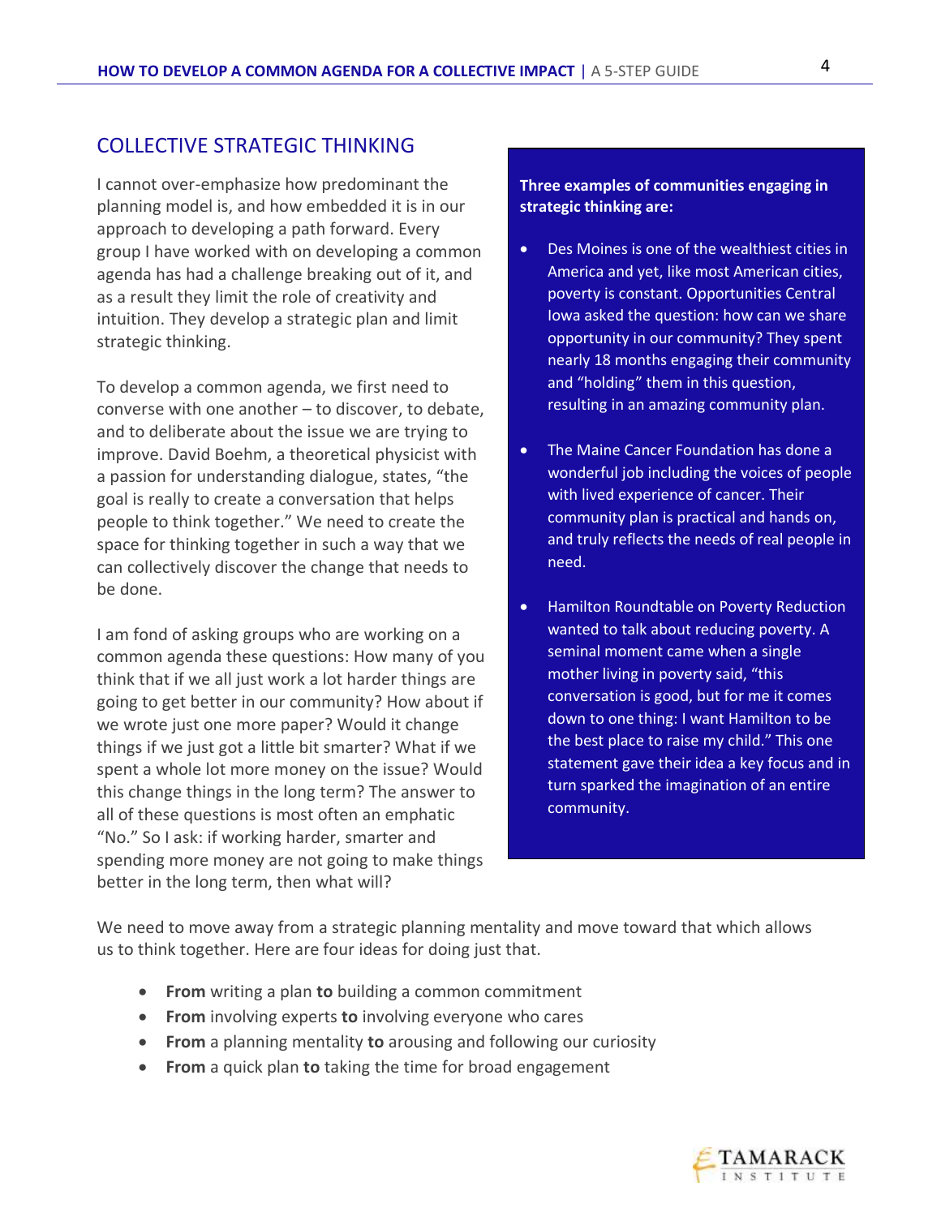## COLLECTIVE STRATEGIC THINKING

I cannot over-emphasize how predominant the planning model is, and how embedded it is in our approach to developing a path forward. Every group I have worked with on developing a common agenda has had a challenge breaking out of it, and as a result they limit the role of creativity and intuition. They develop a strategic plan and limit strategic thinking.

To develop a common agenda, we first need to converse with one another – to discover, to debate, and to deliberate about the issue we are trying to improve. David Boehm, a theoretical physicist with a passion for understanding dialogue, states, "the goal is really to create a conversation that helps people to think together." We need to create the space for thinking together in such a way that we can collectively discover the change that needs to be done.

I am fond of asking groups who are working on a common agenda these questions: How many of you think that if we all just work a lot harder things are going to get better in our community? How about if we wrote just one more paper? Would it change things if we just got a little bit smarter? What if we spent a whole lot more money on the issue? Would this change things in the long term? The answer to all of these questions is most often an emphatic "No." So I ask: if working harder, smarter and spending more money are not going to make things better in the long term, then what will?

**Three examples of communities engaging in strategic thinking are:**

- Des Moines is one of the wealthiest cities in America and yet, like most American cities, poverty is constant. Opportunities Central Iowa asked the question: how can we share opportunity in our community? They spent nearly 18 months engaging their community and "holding" them in this question, resulting in an amazing community plan.
- The Maine Cancer Foundation has done a wonderful job including the voices of people with lived experience of cancer. Their community plan is practical and hands on, and truly reflects the needs of real people in need.
- Hamilton Roundtable on Poverty Reduction wanted to talk about reducing poverty. A seminal moment came when a single mother living in poverty said, "this conversation is good, but for me it comes down to one thing: I want Hamilton to be the best place to raise my child." This one statement gave their idea a key focus and in turn sparked the imagination of an entire community.

We need to move away from a strategic planning mentality and move toward that which allows us to think together. Here are four ideas for doing just that.

- **From** writing a plan **to** building a common commitment
- **From** involving experts **to** involving everyone who cares
- **From** a planning mentality **to** arousing and following our curiosity
- **From** a quick plan **to** taking the time for broad engagement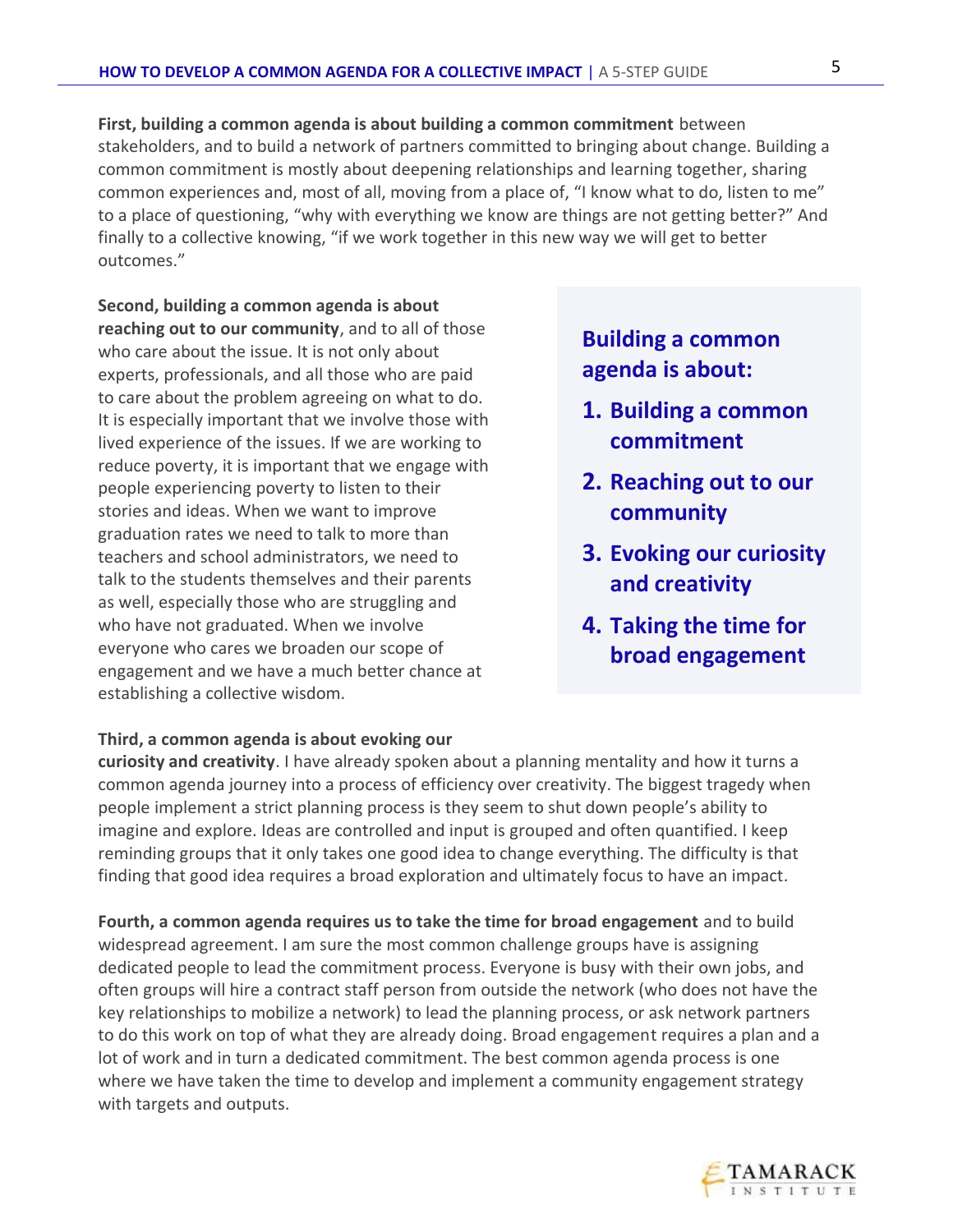**First, building a common agenda is about building a common commitment** between stakeholders, and to build a network of partners committed to bringing about change. Building a common commitment is mostly about deepening relationships and learning together, sharing common experiences and, most of all, moving from a place of, "I know what to do, listen to me" to a place of questioning, "why with everything we know are things are not getting better?" And finally to a collective knowing, "if we work together in this new way we will get to better outcomes."

**Second, building a common agenda is about reaching out to our community**, and to all of those who care about the issue. It is not only about experts, professionals, and all those who are paid to care about the problem agreeing on what to do. It is especially important that we involve those with lived experience of the issues. If we are working to reduce poverty, it is important that we engage with people experiencing poverty to listen to their stories and ideas. When we want to improve graduation rates we need to talk to more than teachers and school administrators, we need to talk to the students themselves and their parents as well, especially those who are struggling and who have not graduated. When we involve everyone who cares we broaden our scope of engagement and we have a much better chance at establishing a collective wisdom.

> **Building a common agenda is about:**
>
> 1. **Building a common commitment**
> 2. **Reaching out to our community**
> 3. **Evoking our curiosity and creativity**
> 4. **Taking the time for broad engagement**

**Third, a common agenda is about evoking our curiosity and creativity**. I have already spoken about a planning mentality and how it turns a common agenda journey into a process of efficiency over creativity. The biggest tragedy when people implement a strict planning process is they seem to shut down people's ability to imagine and explore. Ideas are controlled and input is grouped and often quantified. I keep reminding groups that it only takes one good idea to change everything. The difficulty is that finding that good idea requires a broad exploration and ultimately focus to have an impact.

**Fourth, a common agenda requires us to take the time for broad engagement** and to build widespread agreement. I am sure the most common challenge groups have is assigning dedicated people to lead the commitment process. Everyone is busy with their own jobs, and often groups will hire a contract staff person from outside the network (who does not have the key relationships to mobilize a network) to lead the planning process, or ask network partners to do this work on top of what they are already doing. Broad engagement requires a plan and a lot of work and in turn a dedicated commitment. The best common agenda process is one where we have taken the time to develop and implement a community engagement strategy with targets and outputs.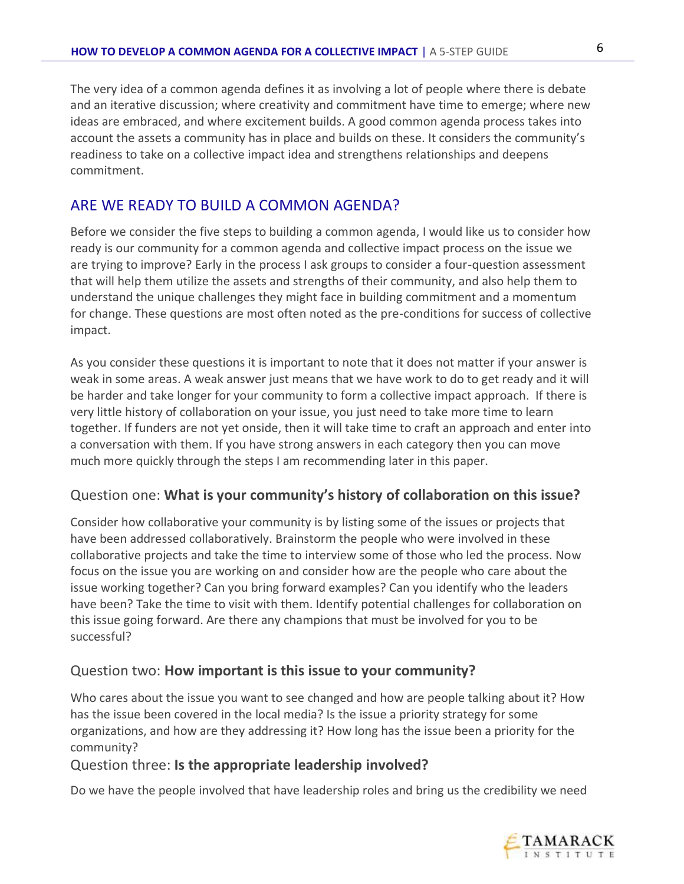The very idea of a common agenda defines it as involving a lot of people where there is debate and an iterative discussion; where creativity and commitment have time to emerge; where new ideas are embraced, and where excitement builds. A good common agenda process takes into account the assets a community has in place and builds on these. It considers the community's readiness to take on a collective impact idea and strengthens relationships and deepens commitment.

## ARE WE READY TO BUILD A COMMON AGENDA?

Before we consider the five steps to building a common agenda, I would like us to consider how ready is our community for a common agenda and collective impact process on the issue we are trying to improve? Early in the process I ask groups to consider a four-question assessment that will help them utilize the assets and strengths of their community, and also help them to understand the unique challenges they might face in building commitment and a momentum for change. These questions are most often noted as the pre-conditions for success of collective impact.

As you consider these questions it is important to note that it does not matter if your answer is weak in some areas. A weak answer just means that we have work to do to get ready and it will be harder and take longer for your community to form a collective impact approach. If there is very little history of collaboration on your issue, you just need to take more time to learn together. If funders are not yet onside, then it will take time to craft an approach and enter into a conversation with them. If you have strong answers in each category then you can move much more quickly through the steps I am recommending later in this paper.

### Question one: **What is your community's history of collaboration on this issue?**

Consider how collaborative your community is by listing some of the issues or projects that have been addressed collaboratively. Brainstorm the people who were involved in these collaborative projects and take the time to interview some of those who led the process. Now focus on the issue you are working on and consider how are the people who care about the issue working together? Can you bring forward examples? Can you identify who the leaders have been? Take the time to visit with them. Identify potential challenges for collaboration on this issue going forward. Are there any champions that must be involved for you to be successful?

### Question two: **How important is this issue to your community?**

Who cares about the issue you want to see changed and how are people talking about it? How has the issue been covered in the local media? Is the issue a priority strategy for some organizations, and how are they addressing it? How long has the issue been a priority for the community?

### Question three: **Is the appropriate leadership involved?**

Do we have the people involved that have leadership roles and bring us the credibility we need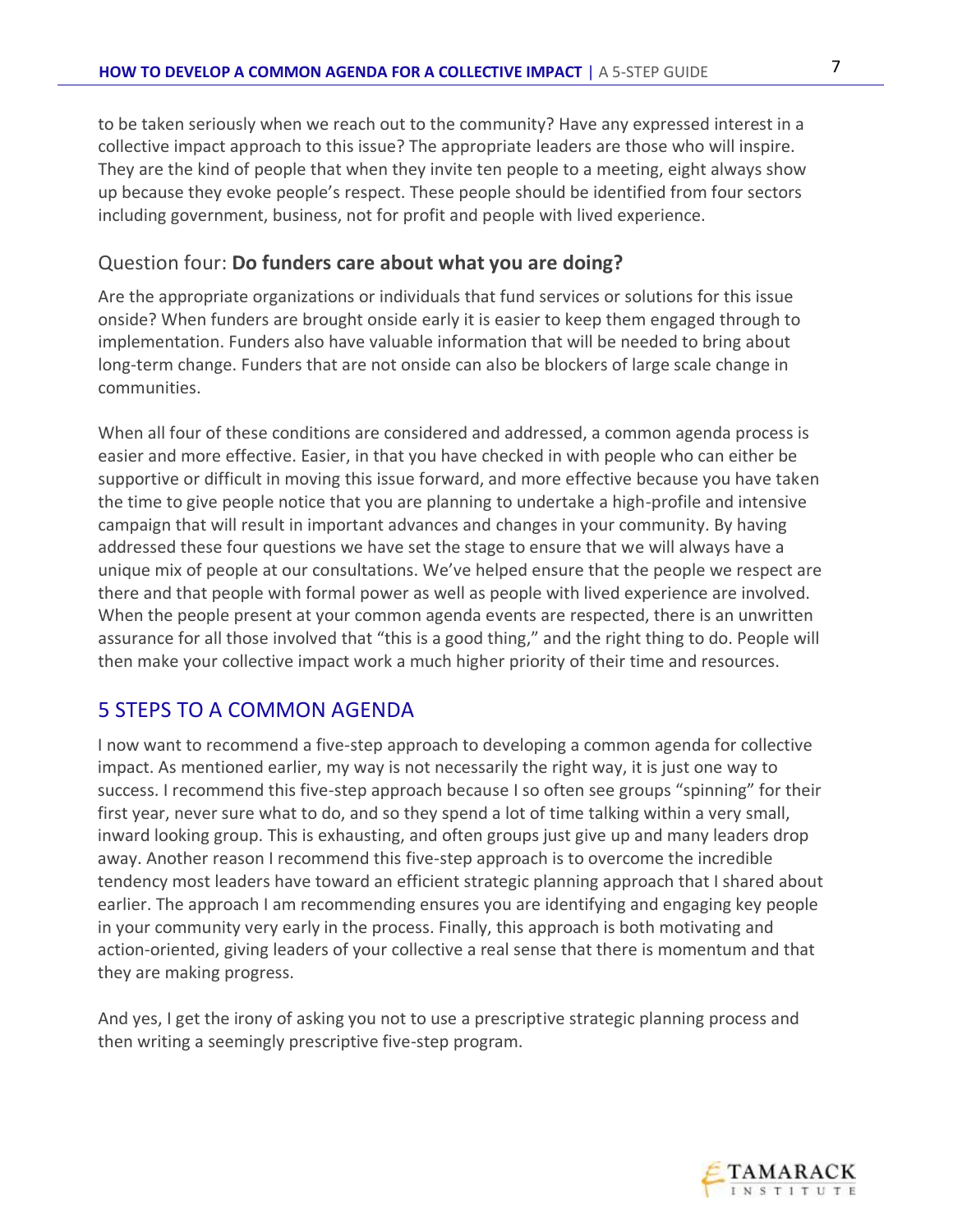to be taken seriously when we reach out to the community? Have any expressed interest in a collective impact approach to this issue? The appropriate leaders are those who will inspire. They are the kind of people that when they invite ten people to a meeting, eight always show up because they evoke people's respect. These people should be identified from four sectors including government, business, not for profit and people with lived experience.

### Question four: **Do funders care about what you are doing?**

Are the appropriate organizations or individuals that fund services or solutions for this issue onside? When funders are brought onside early it is easier to keep them engaged through to implementation. Funders also have valuable information that will be needed to bring about long-term change. Funders that are not onside can also be blockers of large scale change in communities.

When all four of these conditions are considered and addressed, a common agenda process is easier and more effective. Easier, in that you have checked in with people who can either be supportive or difficult in moving this issue forward, and more effective because you have taken the time to give people notice that you are planning to undertake a high-profile and intensive campaign that will result in important advances and changes in your community. By having addressed these four questions we have set the stage to ensure that we will always have a unique mix of people at our consultations. We've helped ensure that the people we respect are there and that people with formal power as well as people with lived experience are involved. When the people present at your common agenda events are respected, there is an unwritten assurance for all those involved that "this is a good thing," and the right thing to do. People will then make your collective impact work a much higher priority of their time and resources.

## 5 STEPS TO A COMMON AGENDA

I now want to recommend a five-step approach to developing a common agenda for collective impact. As mentioned earlier, my way is not necessarily the right way, it is just one way to success. I recommend this five-step approach because I so often see groups "spinning" for their first year, never sure what to do, and so they spend a lot of time talking within a very small, inward looking group. This is exhausting, and often groups just give up and many leaders drop away. Another reason I recommend this five-step approach is to overcome the incredible tendency most leaders have toward an efficient strategic planning approach that I shared about earlier. The approach I am recommending ensures you are identifying and engaging key people in your community very early in the process. Finally, this approach is both motivating and action-oriented, giving leaders of your collective a real sense that there is momentum and that they are making progress.

And yes, I get the irony of asking you not to use a prescriptive strategic planning process and then writing a seemingly prescriptive five-step program.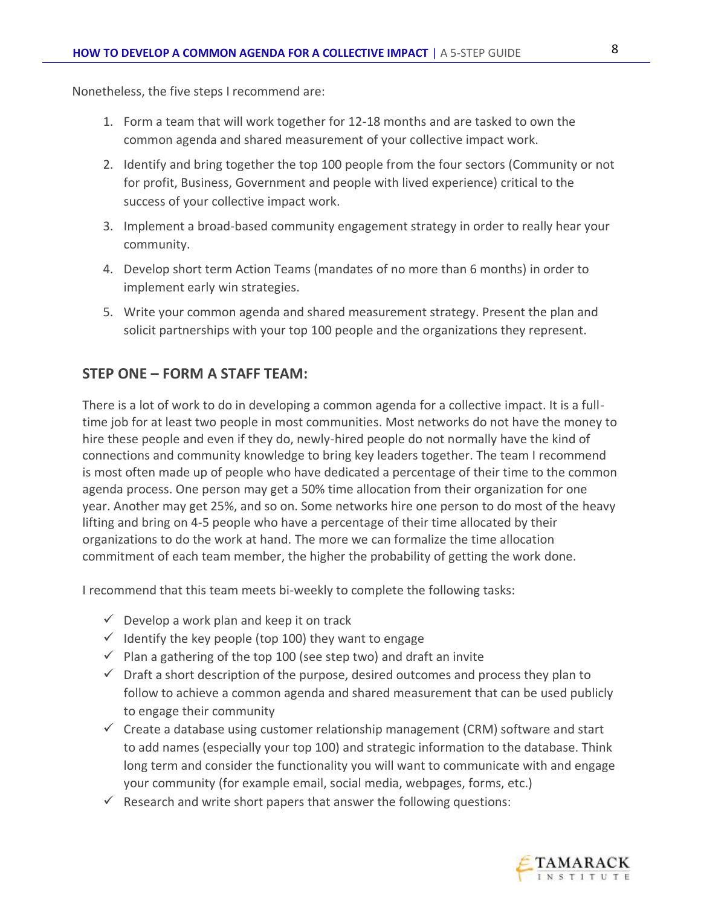Nonetheless, the five steps I recommend are:

1. Form a team that will work together for 12-18 months and are tasked to own the common agenda and shared measurement of your collective impact work.
2. Identify and bring together the top 100 people from the four sectors (Community or not for profit, Business, Government and people with lived experience) critical to the success of your collective impact work.
3. Implement a broad-based community engagement strategy in order to really hear your community.
4. Develop short term Action Teams (mandates of no more than 6 months) in order to implement early win strategies.
5. Write your common agenda and shared measurement strategy. Present the plan and solicit partnerships with your top 100 people and the organizations they represent.

## STEP ONE – FORM A STAFF TEAM:

There is a lot of work to do in developing a common agenda for a collective impact. It is a full-time job for at least two people in most communities. Most networks do not have the money to hire these people and even if they do, newly-hired people do not normally have the kind of connections and community knowledge to bring key leaders together. The team I recommend is most often made up of people who have dedicated a percentage of their time to the common agenda process. One person may get a 50% time allocation from their organization for one year. Another may get 25%, and so on. Some networks hire one person to do most of the heavy lifting and bring on 4-5 people who have a percentage of their time allocated by their organizations to do the work at hand. The more we can formalize the time allocation commitment of each team member, the higher the probability of getting the work done.

I recommend that this team meets bi-weekly to complete the following tasks:

- ✓ Develop a work plan and keep it on track
- ✓ Identify the key people (top 100) they want to engage
- ✓ Plan a gathering of the top 100 (see step two) and draft an invite
- ✓ Draft a short description of the purpose, desired outcomes and process they plan to follow to achieve a common agenda and shared measurement that can be used publicly to engage their community
- ✓ Create a database using customer relationship management (CRM) software and start to add names (especially your top 100) and strategic information to the database. Think long term and consider the functionality you will want to communicate with and engage your community (for example email, social media, webpages, forms, etc.)
- ✓ Research and write short papers that answer the following questions: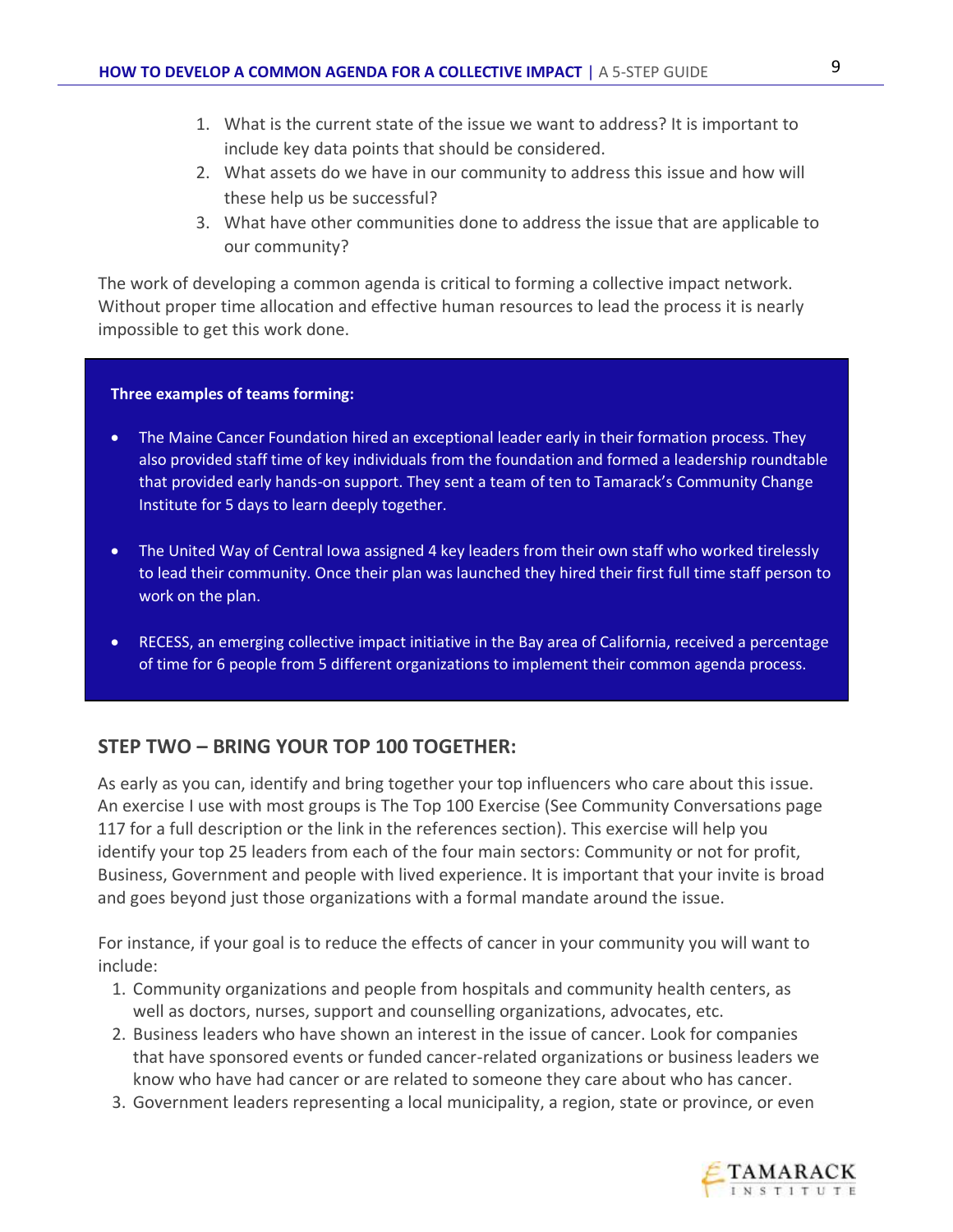1. What is the current state of the issue we want to address? It is important to include key data points that should be considered.
2. What assets do we have in our community to address this issue and how will these help us be successful?
3. What have other communities done to address the issue that are applicable to our community?

The work of developing a common agenda is critical to forming a collective impact network. Without proper time allocation and effective human resources to lead the process it is nearly impossible to get this work done.

**Three examples of teams forming:**

- The Maine Cancer Foundation hired an exceptional leader early in their formation process. They also provided staff time of key individuals from the foundation and formed a leadership roundtable that provided early hands-on support. They sent a team of ten to Tamarack's Community Change Institute for 5 days to learn deeply together.
- The United Way of Central Iowa assigned 4 key leaders from their own staff who worked tirelessly to lead their community. Once their plan was launched they hired their first full time staff person to work on the plan.
- RECESS, an emerging collective impact initiative in the Bay area of California, received a percentage of time for 6 people from 5 different organizations to implement their common agenda process.

## STEP TWO – BRING YOUR TOP 100 TOGETHER:

As early as you can, identify and bring together your top influencers who care about this issue. An exercise I use with most groups is The Top 100 Exercise (See Community Conversations page 117 for a full description or the link in the references section). This exercise will help you identify your top 25 leaders from each of the four main sectors: Community or not for profit, Business, Government and people with lived experience. It is important that your invite is broad and goes beyond just those organizations with a formal mandate around the issue.

For instance, if your goal is to reduce the effects of cancer in your community you will want to include:

1. Community organizations and people from hospitals and community health centers, as well as doctors, nurses, support and counselling organizations, advocates, etc.
2. Business leaders who have shown an interest in the issue of cancer. Look for companies that have sponsored events or funded cancer-related organizations or business leaders we know who have had cancer or are related to someone they care about who has cancer.
3. Government leaders representing a local municipality, a region, state or province, or even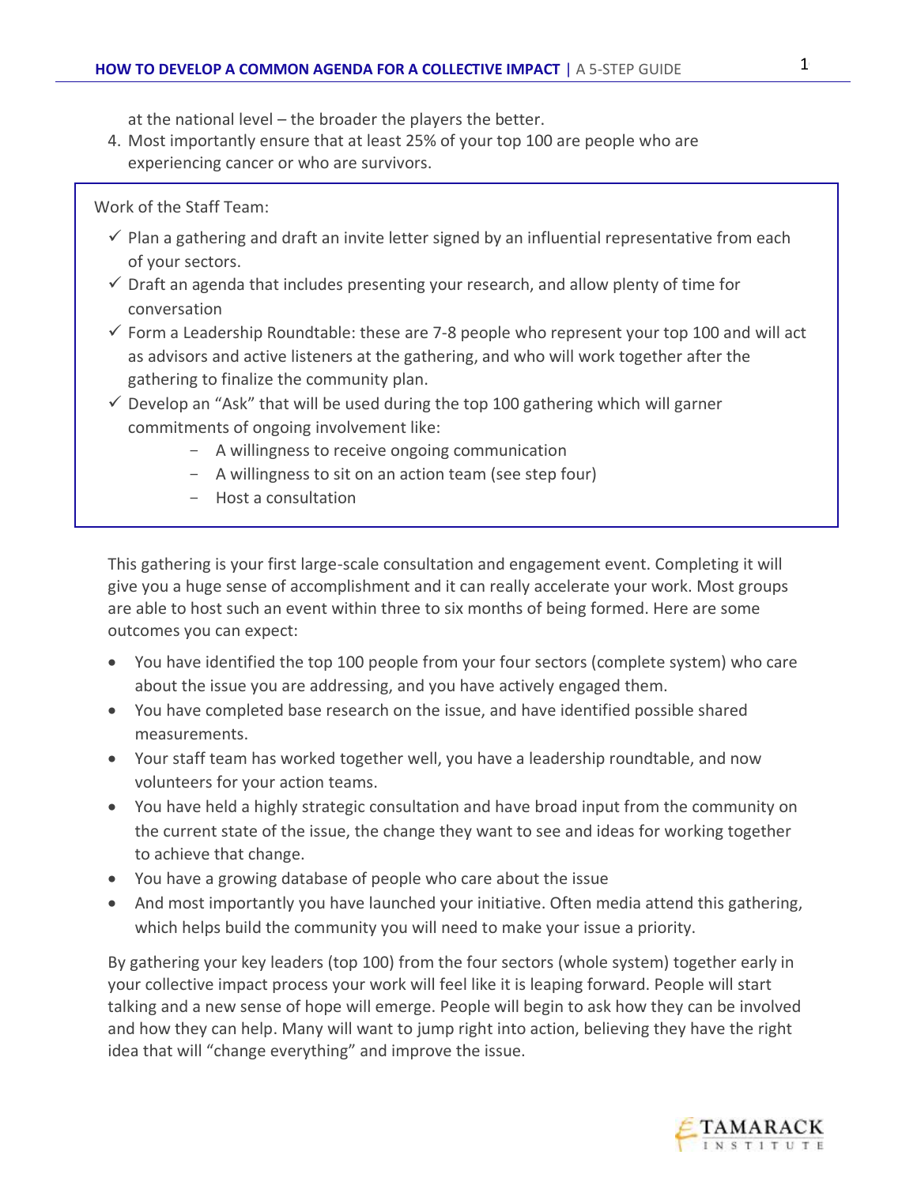at the national level – the broader the players the better.

4. Most importantly ensure that at least 25% of your top 100 are people who are experiencing cancer or who are survivors.

Work of the Staff Team:

- ✓ Plan a gathering and draft an invite letter signed by an influential representative from each of your sectors.
- ✓ Draft an agenda that includes presenting your research, and allow plenty of time for conversation
- ✓ Form a Leadership Roundtable: these are 7-8 people who represent your top 100 and will act as advisors and active listeners at the gathering, and who will work together after the gathering to finalize the community plan.
- ✓ Develop an "Ask" that will be used during the top 100 gathering which will garner commitments of ongoing involvement like:
  - A willingness to receive ongoing communication
  - A willingness to sit on an action team (see step four)
  - Host a consultation

This gathering is your first large-scale consultation and engagement event. Completing it will give you a huge sense of accomplishment and it can really accelerate your work. Most groups are able to host such an event within three to six months of being formed. Here are some outcomes you can expect:

- You have identified the top 100 people from your four sectors (complete system) who care about the issue you are addressing, and you have actively engaged them.
- You have completed base research on the issue, and have identified possible shared measurements.
- Your staff team has worked together well, you have a leadership roundtable, and now volunteers for your action teams.
- You have held a highly strategic consultation and have broad input from the community on the current state of the issue, the change they want to see and ideas for working together to achieve that change.
- You have a growing database of people who care about the issue
- And most importantly you have launched your initiative. Often media attend this gathering, which helps build the community you will need to make your issue a priority.

By gathering your key leaders (top 100) from the four sectors (whole system) together early in your collective impact process your work will feel like it is leaping forward. People will start talking and a new sense of hope will emerge. People will begin to ask how they can be involved and how they can help. Many will want to jump right into action, believing they have the right idea that will "change everything" and improve the issue.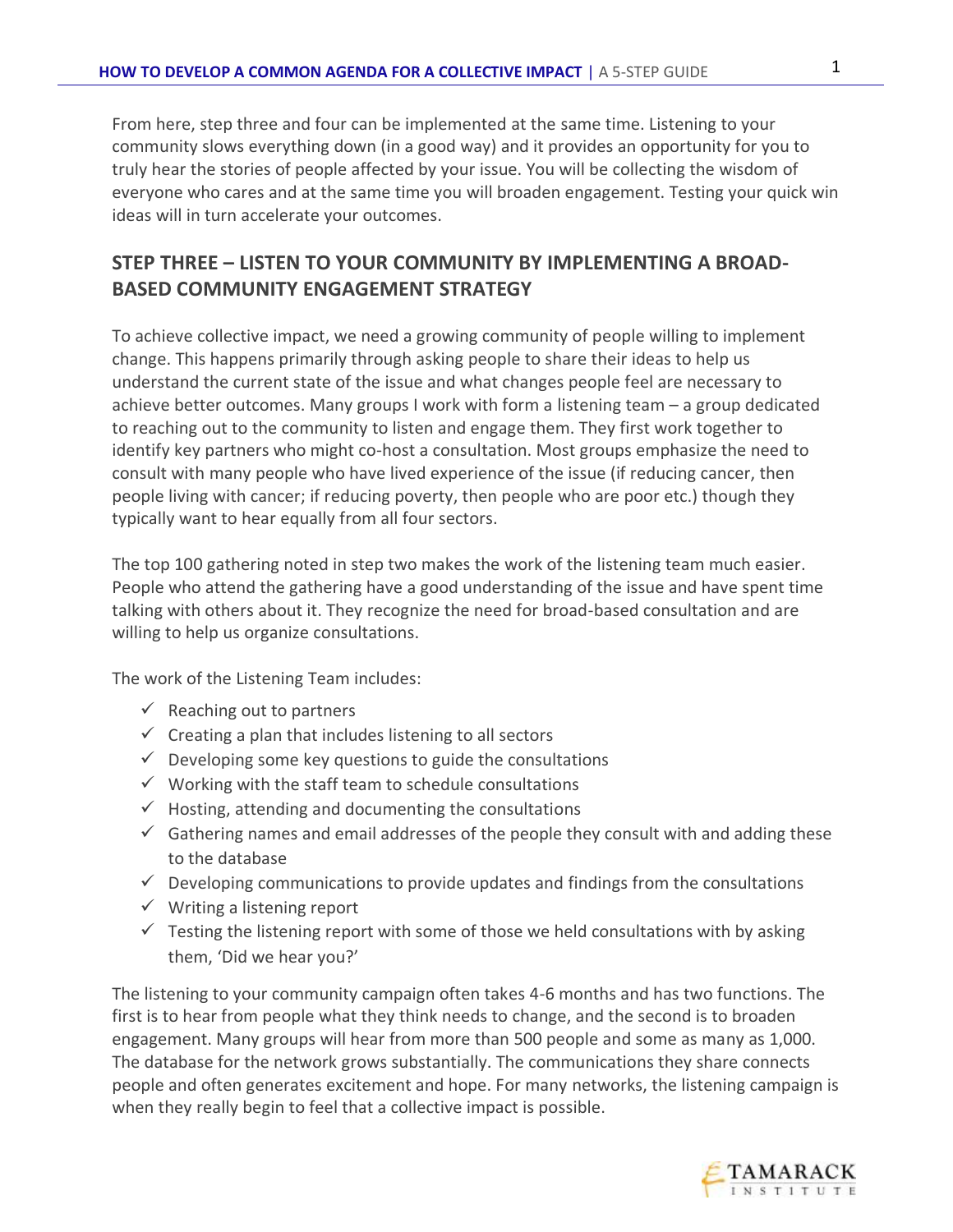From here, step three and four can be implemented at the same time. Listening to your community slows everything down (in a good way) and it provides an opportunity for you to truly hear the stories of people affected by your issue. You will be collecting the wisdom of everyone who cares and at the same time you will broaden engagement. Testing your quick win ideas will in turn accelerate your outcomes.

## STEP THREE – LISTEN TO YOUR COMMUNITY BY IMPLEMENTING A BROAD-BASED COMMUNITY ENGAGEMENT STRATEGY

To achieve collective impact, we need a growing community of people willing to implement change. This happens primarily through asking people to share their ideas to help us understand the current state of the issue and what changes people feel are necessary to achieve better outcomes. Many groups I work with form a listening team – a group dedicated to reaching out to the community to listen and engage them. They first work together to identify key partners who might co-host a consultation. Most groups emphasize the need to consult with many people who have lived experience of the issue (if reducing cancer, then people living with cancer; if reducing poverty, then people who are poor etc.) though they typically want to hear equally from all four sectors.

The top 100 gathering noted in step two makes the work of the listening team much easier. People who attend the gathering have a good understanding of the issue and have spent time talking with others about it. They recognize the need for broad-based consultation and are willing to help us organize consultations.

The work of the Listening Team includes:

- ✓ Reaching out to partners
- ✓ Creating a plan that includes listening to all sectors
- ✓ Developing some key questions to guide the consultations
- ✓ Working with the staff team to schedule consultations
- ✓ Hosting, attending and documenting the consultations
- ✓ Gathering names and email addresses of the people they consult with and adding these to the database
- ✓ Developing communications to provide updates and findings from the consultations
- ✓ Writing a listening report
- ✓ Testing the listening report with some of those we held consultations with by asking them, 'Did we hear you?'

The listening to your community campaign often takes 4-6 months and has two functions. The first is to hear from people what they think needs to change, and the second is to broaden engagement. Many groups will hear from more than 500 people and some as many as 1,000. The database for the network grows substantially. The communications they share connects people and often generates excitement and hope. For many networks, the listening campaign is when they really begin to feel that a collective impact is possible.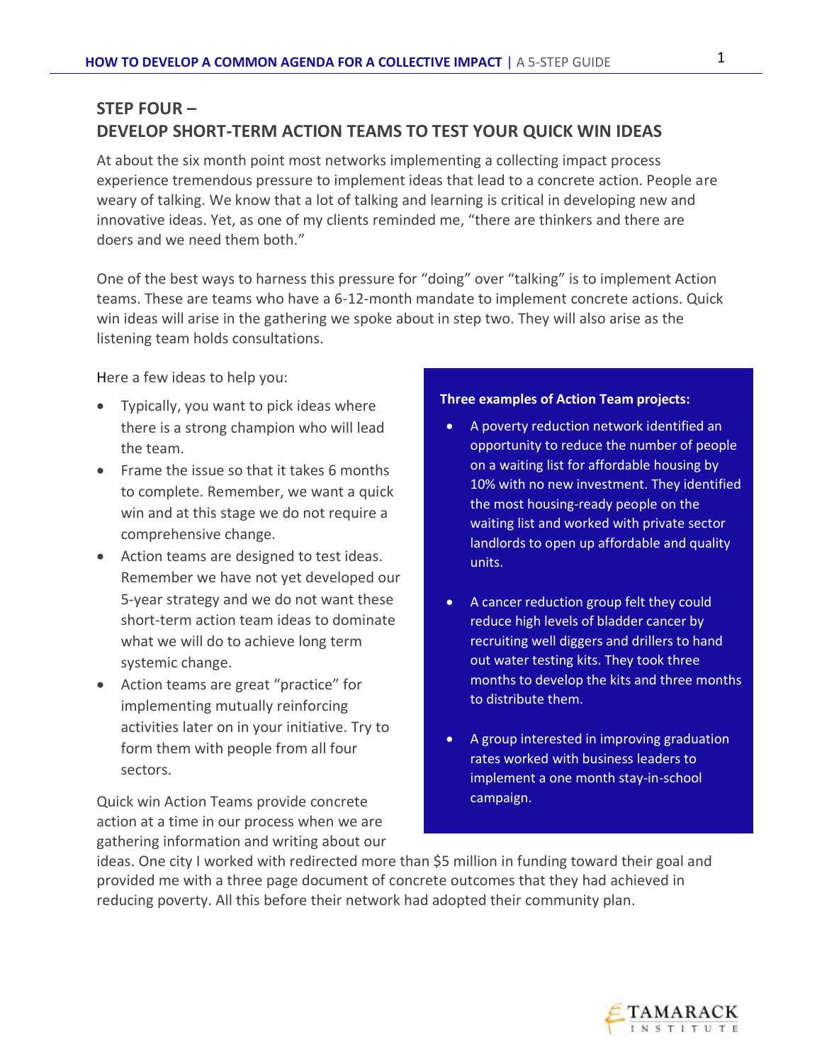## STEP FOUR – DEVELOP SHORT-TERM ACTION TEAMS TO TEST YOUR QUICK WIN IDEAS

At about the six month point most networks implementing a collecting impact process experience tremendous pressure to implement ideas that lead to a concrete action. People are weary of talking. We know that a lot of talking and learning is critical in developing new and innovative ideas. Yet, as one of my clients reminded me, "there are thinkers and there are doers and we need them both."

One of the best ways to harness this pressure for "doing" over "talking" is to implement Action teams. These are teams who have a 6-12-month mandate to implement concrete actions. Quick win ideas will arise in the gathering we spoke about in step two. They will also arise as the listening team holds consultations.

Here a few ideas to help you:

- Typically, you want to pick ideas where there is a strong champion who will lead the team.
- Frame the issue so that it takes 6 months to complete. Remember, we want a quick win and at this stage we do not require a comprehensive change.
- Action teams are designed to test ideas. Remember we have not yet developed our 5-year strategy and we do not want these short-term action team ideas to dominate what we will do to achieve long term systemic change.
- Action teams are great "practice" for implementing mutually reinforcing activities later on in your initiative. Try to form them with people from all four sectors.

Quick win Action Teams provide concrete action at a time in our process when we are gathering information and writing about our ideas. One city I worked with redirected more than $5 million in funding toward their goal and provided me with a three page document of concrete outcomes that they had achieved in reducing poverty. All this before their network had adopted their community plan.

**Three examples of Action Team projects:**

- A poverty reduction network identified an opportunity to reduce the number of people on a waiting list for affordable housing by 10% with no new investment. They identified the most housing-ready people on the waiting list and worked with private sector landlords to open up affordable and quality units.
- A cancer reduction group felt they could reduce high levels of bladder cancer by recruiting well diggers and drillers to hand out water testing kits. They took three months to develop the kits and three months to distribute them.
- A group interested in improving graduation rates worked with business leaders to implement a one month stay-in-school campaign.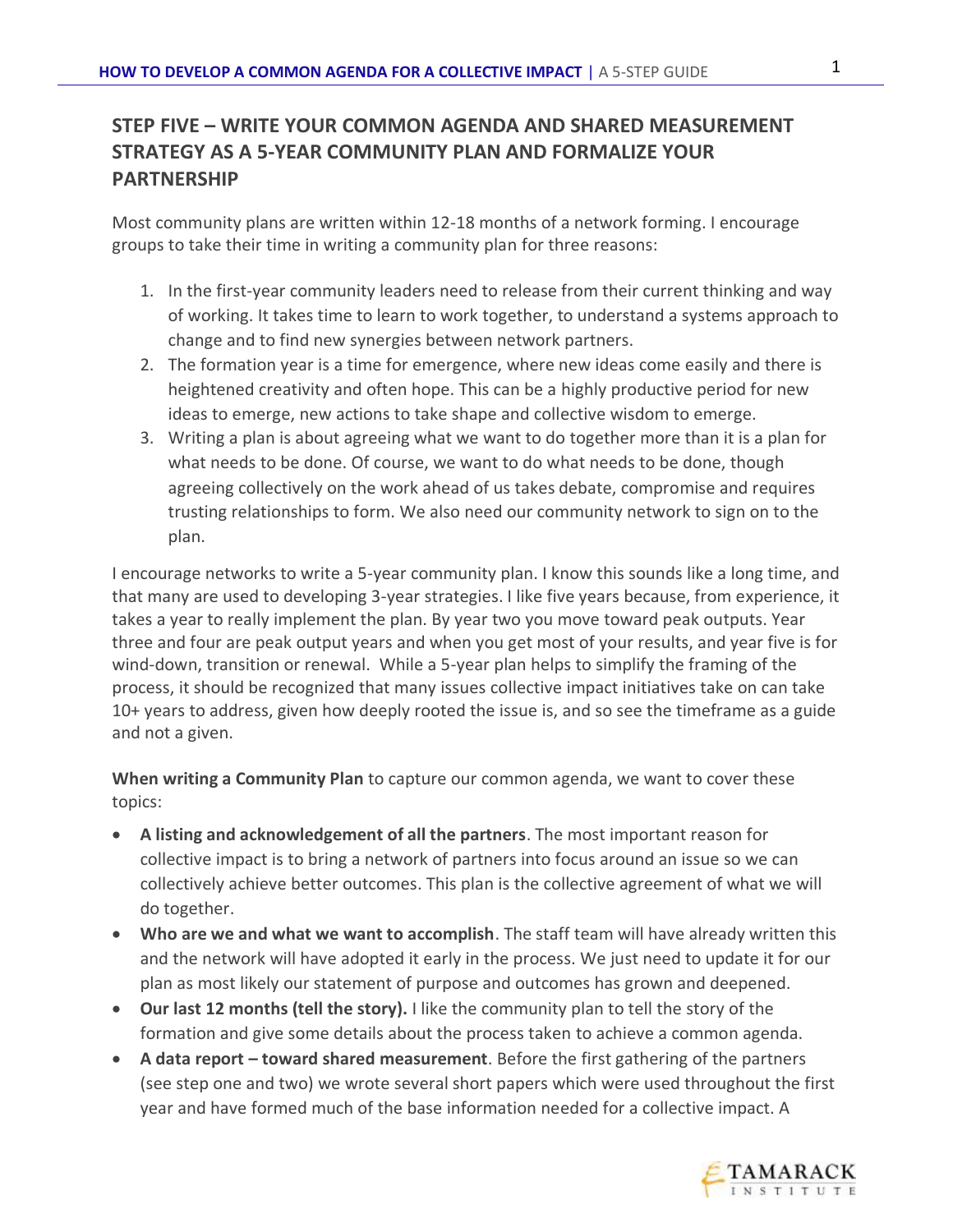## STEP FIVE – WRITE YOUR COMMON AGENDA AND SHARED MEASUREMENT STRATEGY AS A 5-YEAR COMMUNITY PLAN AND FORMALIZE YOUR PARTNERSHIP

Most community plans are written within 12-18 months of a network forming. I encourage groups to take their time in writing a community plan for three reasons:

1. In the first-year community leaders need to release from their current thinking and way of working. It takes time to learn to work together, to understand a systems approach to change and to find new synergies between network partners.
2. The formation year is a time for emergence, where new ideas come easily and there is heightened creativity and often hope. This can be a highly productive period for new ideas to emerge, new actions to take shape and collective wisdom to emerge.
3. Writing a plan is about agreeing what we want to do together more than it is a plan for what needs to be done. Of course, we want to do what needs to be done, though agreeing collectively on the work ahead of us takes debate, compromise and requires trusting relationships to form. We also need our community network to sign on to the plan.

I encourage networks to write a 5-year community plan. I know this sounds like a long time, and that many are used to developing 3-year strategies. I like five years because, from experience, it takes a year to really implement the plan. By year two you move toward peak outputs. Year three and four are peak output years and when you get most of your results, and year five is for wind-down, transition or renewal. While a 5-year plan helps to simplify the framing of the process, it should be recognized that many issues collective impact initiatives take on can take 10+ years to address, given how deeply rooted the issue is, and so see the timeframe as a guide and not a given.

**When writing a Community Plan** to capture our common agenda, we want to cover these topics:

- **A listing and acknowledgement of all the partners**. The most important reason for collective impact is to bring a network of partners into focus around an issue so we can collectively achieve better outcomes. This plan is the collective agreement of what we will do together.
- **Who are we and what we want to accomplish**. The staff team will have already written this and the network will have adopted it early in the process. We just need to update it for our plan as most likely our statement of purpose and outcomes has grown and deepened.
- **Our last 12 months (tell the story).** I like the community plan to tell the story of the formation and give some details about the process taken to achieve a common agenda.
- **A data report – toward shared measurement**. Before the first gathering of the partners (see step one and two) we wrote several short papers which were used throughout the first year and have formed much of the base information needed for a collective impact. A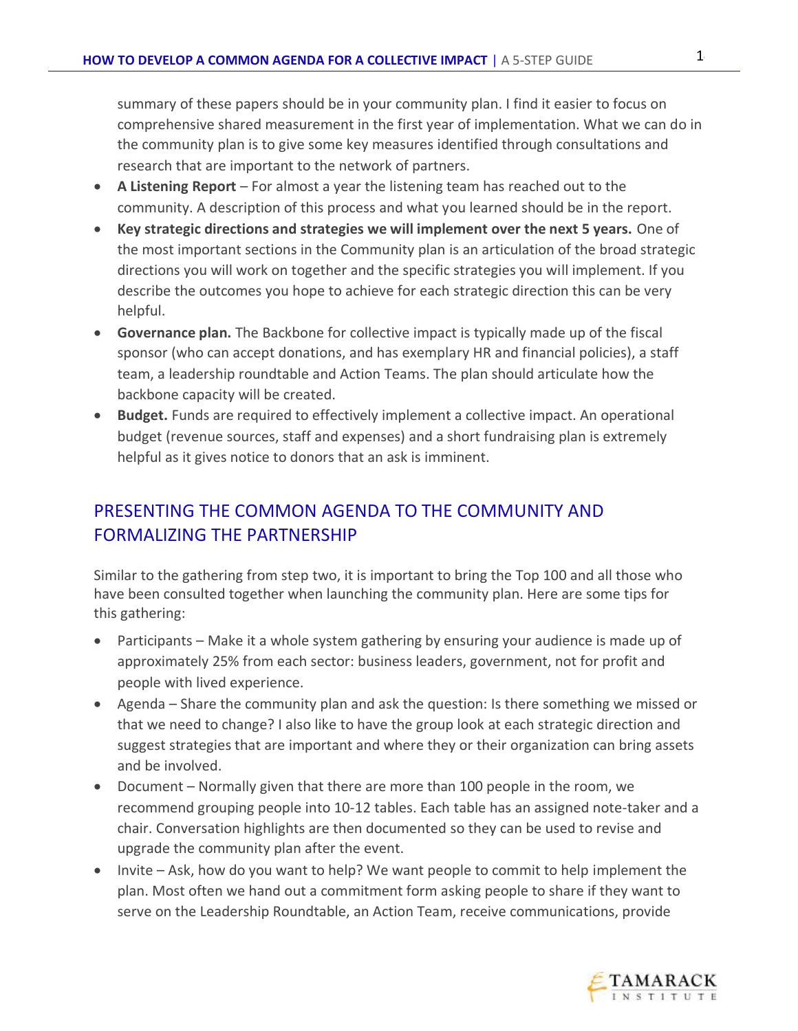summary of these papers should be in your community plan. I find it easier to focus on comprehensive shared measurement in the first year of implementation. What we can do in the community plan is to give some key measures identified through consultations and research that are important to the network of partners.

- **A Listening Report** – For almost a year the listening team has reached out to the community. A description of this process and what you learned should be in the report.
- **Key strategic directions and strategies we will implement over the next 5 years.** One of the most important sections in the Community plan is an articulation of the broad strategic directions you will work on together and the specific strategies you will implement. If you describe the outcomes you hope to achieve for each strategic direction this can be very helpful.
- **Governance plan.** The Backbone for collective impact is typically made up of the fiscal sponsor (who can accept donations, and has exemplary HR and financial policies), a staff team, a leadership roundtable and Action Teams. The plan should articulate how the backbone capacity will be created.
- **Budget.** Funds are required to effectively implement a collective impact. An operational budget (revenue sources, staff and expenses) and a short fundraising plan is extremely helpful as it gives notice to donors that an ask is imminent.

## PRESENTING THE COMMON AGENDA TO THE COMMUNITY AND FORMALIZING THE PARTNERSHIP

Similar to the gathering from step two, it is important to bring the Top 100 and all those who have been consulted together when launching the community plan. Here are some tips for this gathering:

- Participants – Make it a whole system gathering by ensuring your audience is made up of approximately 25% from each sector: business leaders, government, not for profit and people with lived experience.
- Agenda – Share the community plan and ask the question: Is there something we missed or that we need to change? I also like to have the group look at each strategic direction and suggest strategies that are important and where they or their organization can bring assets and be involved.
- Document – Normally given that there are more than 100 people in the room, we recommend grouping people into 10-12 tables. Each table has an assigned note-taker and a chair. Conversation highlights are then documented so they can be used to revise and upgrade the community plan after the event.
- Invite – Ask, how do you want to help? We want people to commit to help implement the plan. Most often we hand out a commitment form asking people to share if they want to serve on the Leadership Roundtable, an Action Team, receive communications, provide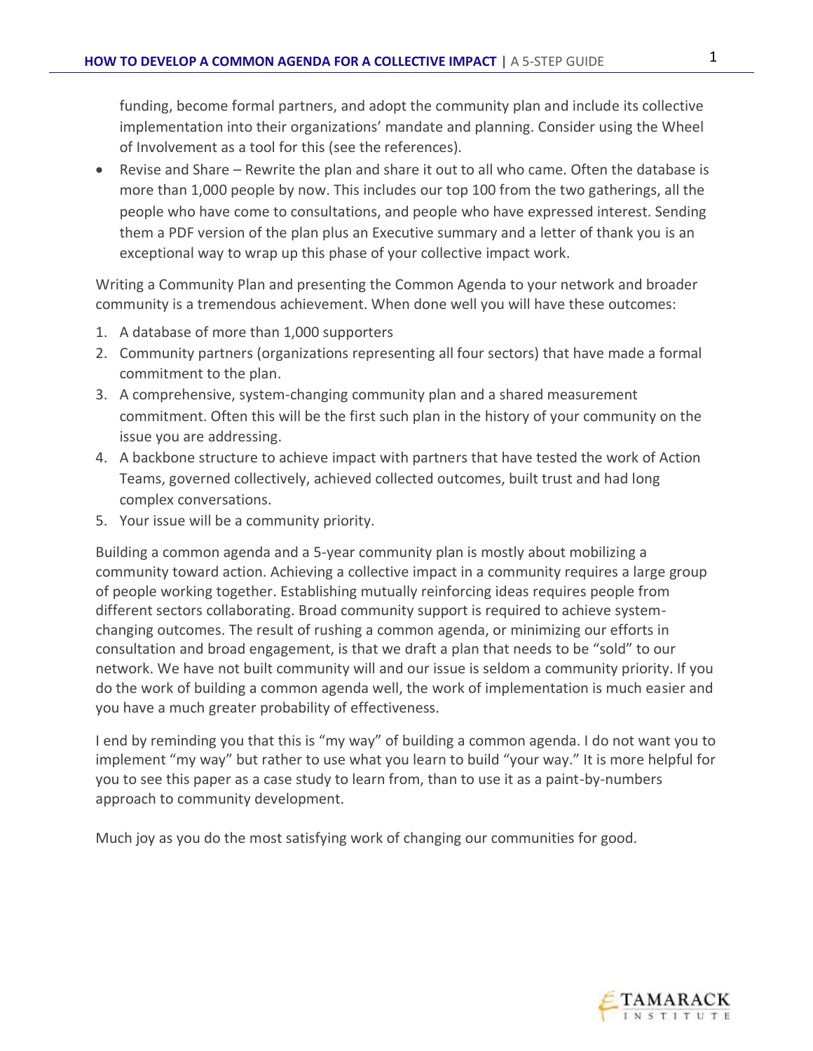funding, become formal partners, and adopt the community plan and include its collective implementation into their organizations' mandate and planning. Consider using the Wheel of Involvement as a tool for this (see the references).

- Revise and Share – Rewrite the plan and share it out to all who came. Often the database is more than 1,000 people by now. This includes our top 100 from the two gatherings, all the people who have come to consultations, and people who have expressed interest. Sending them a PDF version of the plan plus an Executive summary and a letter of thank you is an exceptional way to wrap up this phase of your collective impact work.

Writing a Community Plan and presenting the Common Agenda to your network and broader community is a tremendous achievement. When done well you will have these outcomes:

1. A database of more than 1,000 supporters
2. Community partners (organizations representing all four sectors) that have made a formal commitment to the plan.
3. A comprehensive, system-changing community plan and a shared measurement commitment. Often this will be the first such plan in the history of your community on the issue you are addressing.
4. A backbone structure to achieve impact with partners that have tested the work of Action Teams, governed collectively, achieved collected outcomes, built trust and had long complex conversations.
5. Your issue will be a community priority.

Building a common agenda and a 5-year community plan is mostly about mobilizing a community toward action. Achieving a collective impact in a community requires a large group of people working together. Establishing mutually reinforcing ideas requires people from different sectors collaborating. Broad community support is required to achieve system-changing outcomes. The result of rushing a common agenda, or minimizing our efforts in consultation and broad engagement, is that we draft a plan that needs to be "sold" to our network. We have not built community will and our issue is seldom a community priority. If you do the work of building a common agenda well, the work of implementation is much easier and you have a much greater probability of effectiveness.

I end by reminding you that this is "my way" of building a common agenda. I do not want you to implement "my way" but rather to use what you learn to build "your way." It is more helpful for you to see this paper as a case study to learn from, than to use it as a paint-by-numbers approach to community development.

Much joy as you do the most satisfying work of changing our communities for good.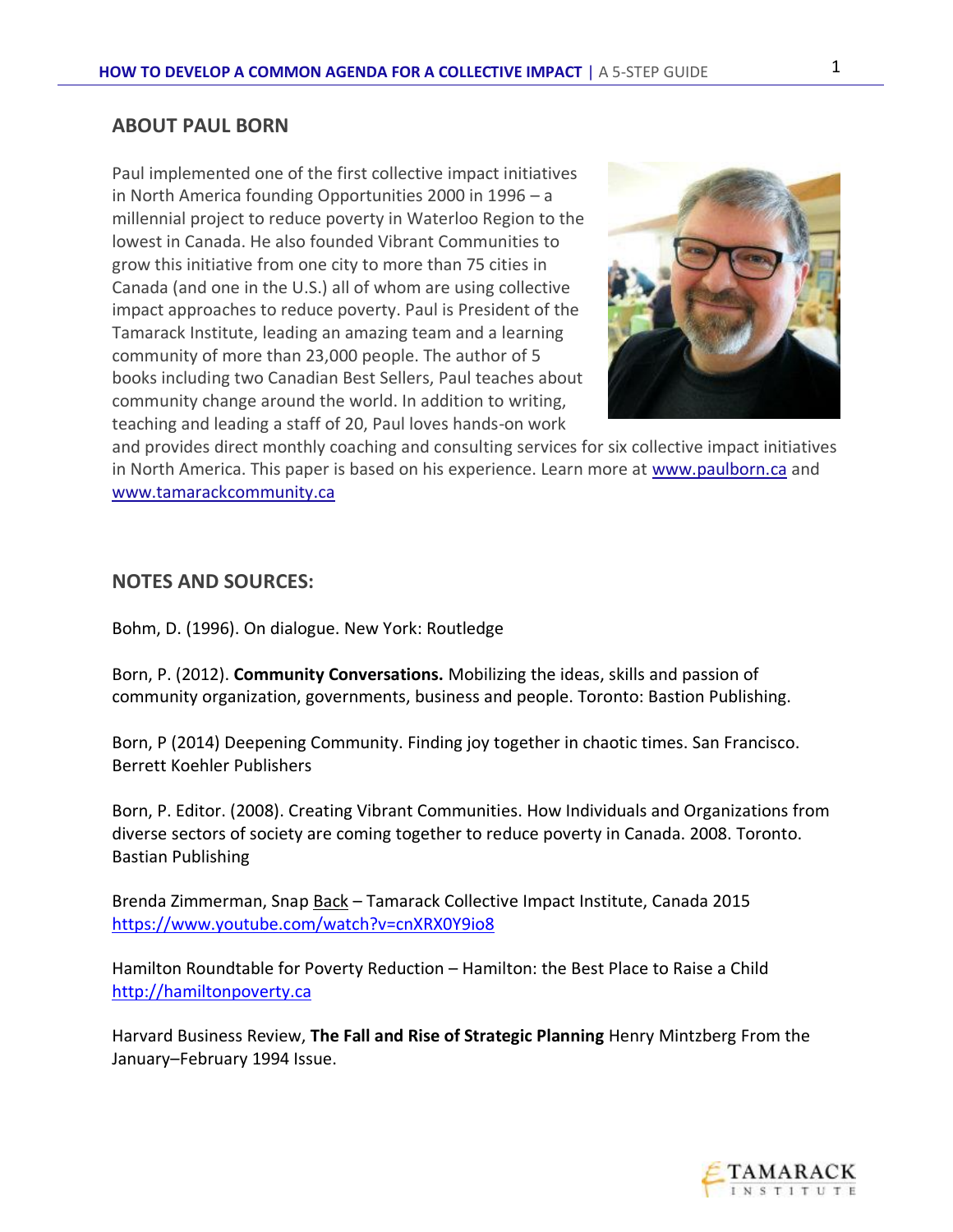## ABOUT PAUL BORN

Paul implemented one of the first collective impact initiatives in North America founding Opportunities 2000 in 1996 – a millennial project to reduce poverty in Waterloo Region to the lowest in Canada. He also founded Vibrant Communities to grow this initiative from one city to more than 75 cities in Canada (and one in the U.S.) all of whom are using collective impact approaches to reduce poverty. Paul is President of the Tamarack Institute, leading an amazing team and a learning community of more than 23,000 people. The author of 5 books including two Canadian Best Sellers, Paul teaches about community change around the world. In addition to writing, teaching and leading a staff of 20, Paul loves hands-on work and provides direct monthly coaching and consulting services for six collective impact initiatives in North America. This paper is based on his experience. Learn more at www.paulborn.ca and www.tamarackcommunity.ca

## NOTES AND SOURCES:

Bohm, D. (1996). On dialogue. New York: Routledge

Born, P. (2012). **Community Conversations.** Mobilizing the ideas, skills and passion of community organization, governments, business and people. Toronto: Bastion Publishing.

Born, P (2014) Deepening Community. Finding joy together in chaotic times. San Francisco. Berrett Koehler Publishers

Born, P. Editor. (2008). Creating Vibrant Communities. How Individuals and Organizations from diverse sectors of society are coming together to reduce poverty in Canada. 2008. Toronto. Bastian Publishing

Brenda Zimmerman, Snap Back – Tamarack Collective Impact Institute, Canada 2015 https://www.youtube.com/watch?v=cnXRX0Y9io8

Hamilton Roundtable for Poverty Reduction – Hamilton: the Best Place to Raise a Child http://hamiltonpoverty.ca

Harvard Business Review, **The Fall and Rise of Strategic Planning** Henry Mintzberg From the January–February 1994 Issue.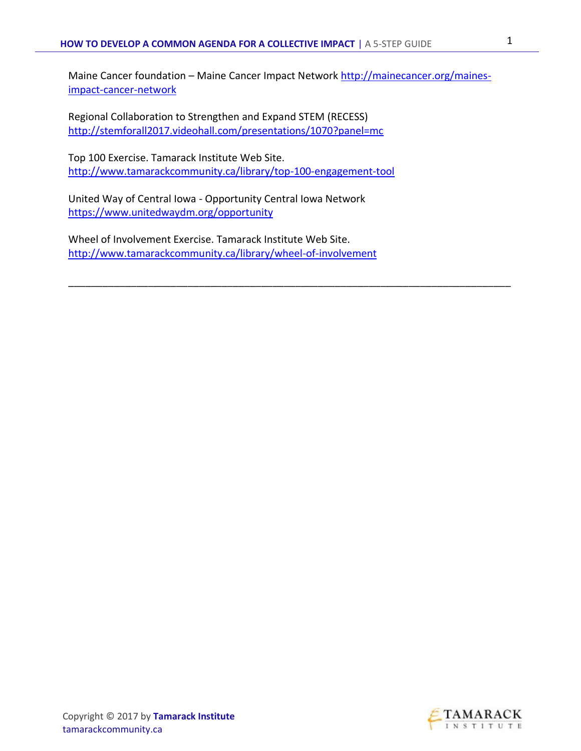Maine Cancer foundation – Maine Cancer Impact Network http://mainecancer.org/maines-impact-cancer-network

Regional Collaboration to Strengthen and Expand STEM (RECESS)
http://stemforall2017.videohall.com/presentations/1070?panel=mc

Top 100 Exercise. Tamarack Institute Web Site.
http://www.tamarackcommunity.ca/library/top-100-engagement-tool

United Way of Central Iowa - Opportunity Central Iowa Network
https://www.unitedwaydm.org/opportunity

Wheel of Involvement Exercise. Tamarack Institute Web Site.
http://www.tamarackcommunity.ca/library/wheel-of-involvement

---